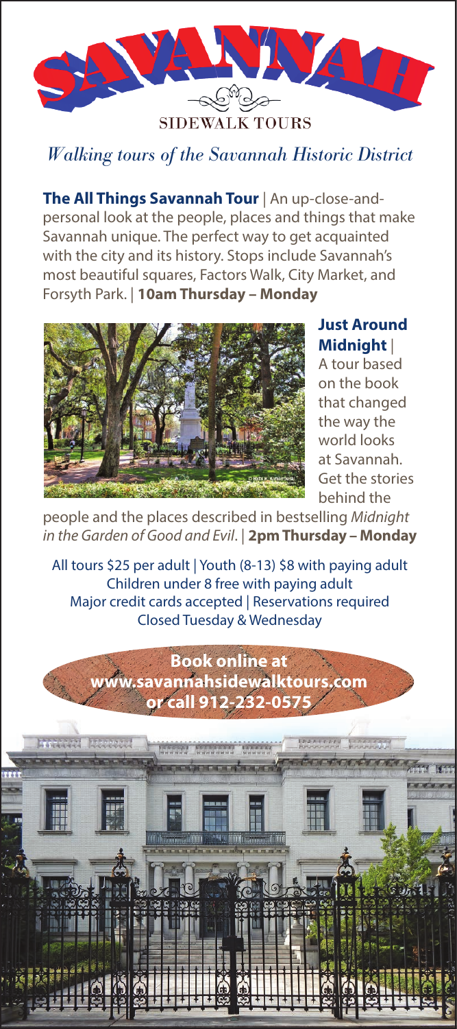# SAVANNAH

SIDEWALK TOURS

*Walking tours of the Savannah Historic District*

**The All Things Savannah Tour** | An up-close-and-personal look at the people, places and things that make Savannah unique. The perfect way to get acquainted with the city and its history. Stops include Savannah's most beautiful squares, Factors Walk, City Market, and Forsyth Park. | **10am Thursday – Monday**

**Just Around Midnight** | A tour based on the book that changed the way the world looks at Savannah. Get the stories behind the people and the places described in bestselling *Midnight in the Garden of Good and Evil*. | **2pm Thursday – Monday**

All tours $25 per adult | Youth (8-13) $8 with paying adult
Children under 8 free with paying adult
Major credit cards accepted | Reservations required
Closed Tuesday & Wednesday

**Book online at www.savannahsidewalktours.com or call 912-232-0575**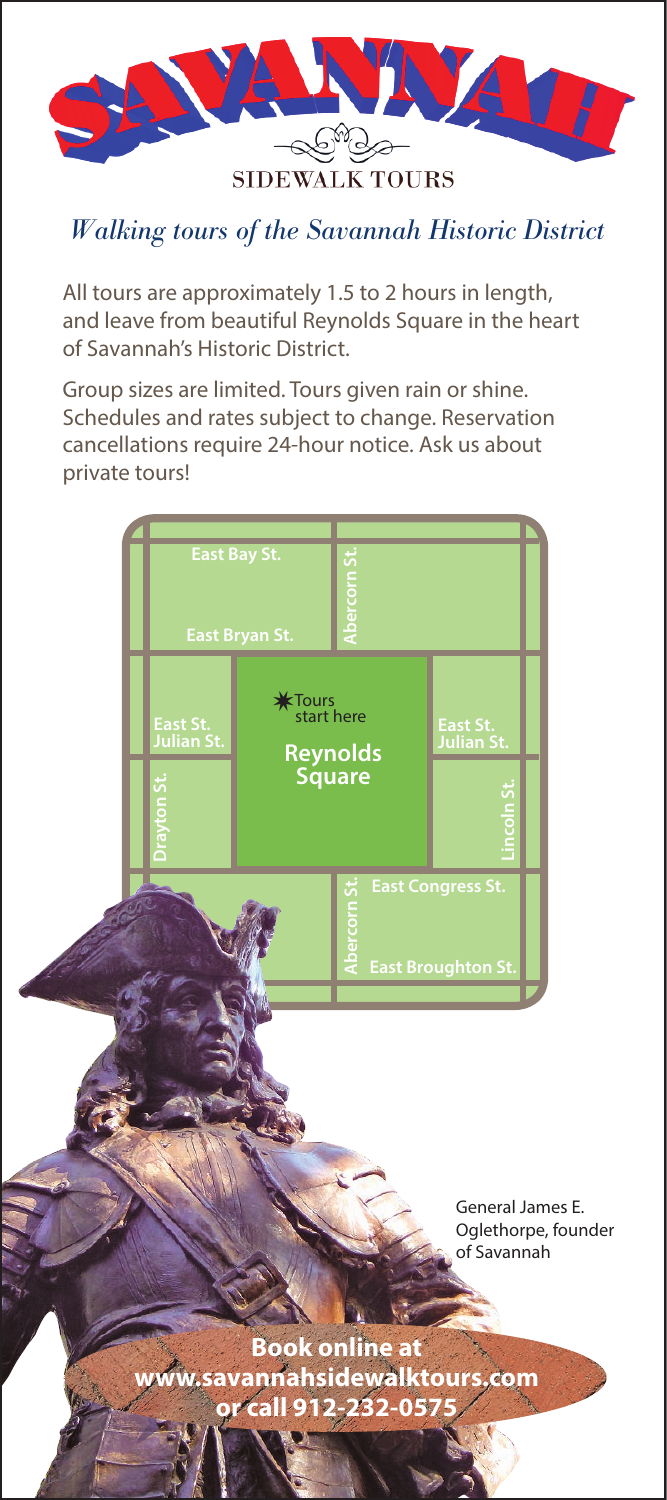# SAVANNAH

SIDEWALK TOURS

*Walking tours of the Savannah Historic District*

All tours are approximately 1.5 to 2 hours in length, and leave from beautiful Reynolds Square in the heart of Savannah's Historic District.

Group sizes are limited. Tours given rain or shine. Schedules and rates subject to change. Reservation cancellations require 24-hour notice. Ask us about private tours!

East Bay St.

East Bryan St.

Abercorn St.

East St. Julian St.

✷Tours start here

Reynolds Square

East St. Julian St.

Drayton St.

Lincoln St.

Abercorn St.

East Congress St.

East Broughton St.

General James E. Oglethorpe, founder of Savannah

**Book online at www.savannahsidewalktours.com or call 912-232-0575**